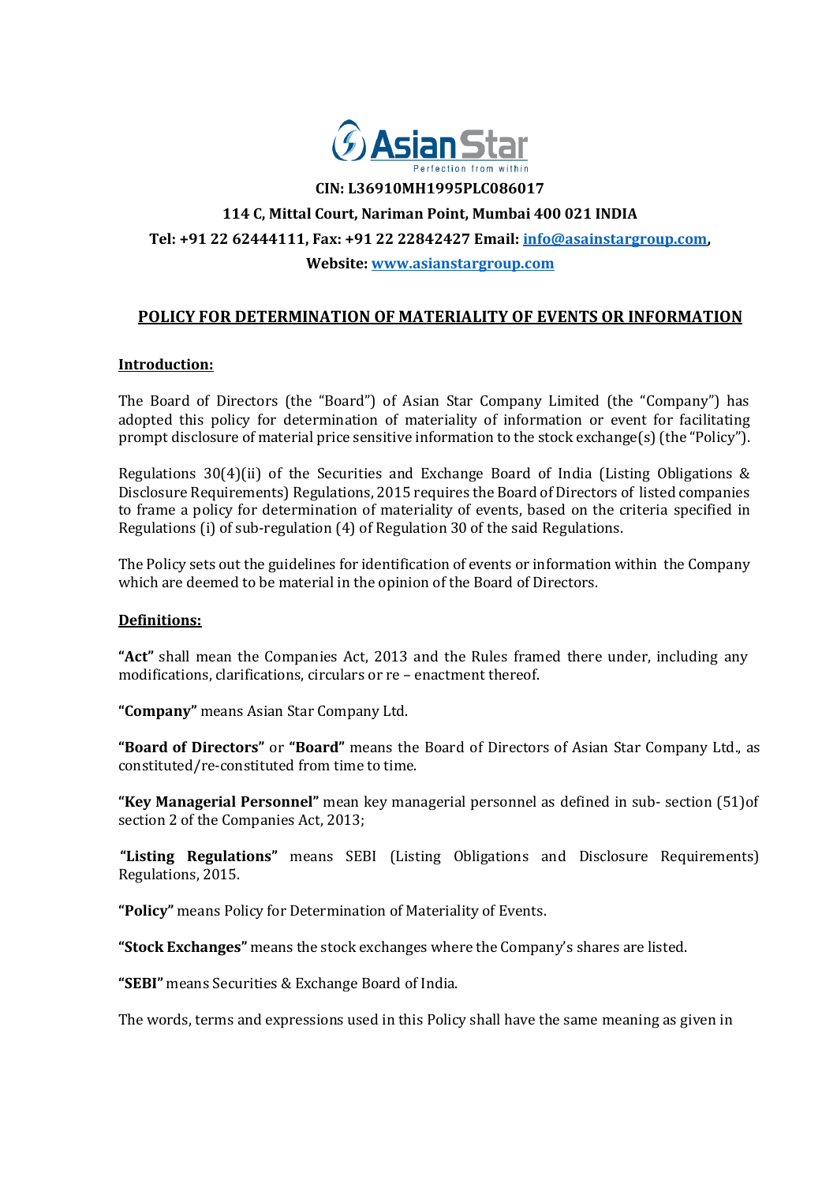**Asian Star**
Perfection from within

**CIN: L36910MH1995PLC086017**

**114 C, Mittal Court, Nariman Point, Mumbai 400 021 INDIA**

**Tel: +91 22 62444111, Fax: +91 22 22842427 Email: info@asainstargroup.com,**

**Website: www.asianstargroup.com**

## POLICY FOR DETERMINATION OF MATERIALITY OF EVENTS OR INFORMATION

### Introduction:

The Board of Directors (the "Board") of Asian Star Company Limited (the "Company") has adopted this policy for determination of materiality of information or event for facilitating prompt disclosure of material price sensitive information to the stock exchange(s) (the "Policy").

Regulations 30(4)(ii) of the Securities and Exchange Board of India (Listing Obligations & Disclosure Requirements) Regulations, 2015 requires the Board of Directors of listed companies to frame a policy for determination of materiality of events, based on the criteria specified in Regulations (i) of sub-regulation (4) of Regulation 30 of the said Regulations.

The Policy sets out the guidelines for identification of events or information within the Company which are deemed to be material in the opinion of the Board of Directors.

### Definitions:

**"Act"** shall mean the Companies Act, 2013 and the Rules framed there under, including any modifications, clarifications, circulars or re – enactment thereof.

**"Company"** means Asian Star Company Ltd.

**"Board of Directors"** or **"Board"** means the Board of Directors of Asian Star Company Ltd., as constituted/re-constituted from time to time.

**"Key Managerial Personnel"** mean key managerial personnel as defined in sub- section (51)of section 2 of the Companies Act, 2013;

**"Listing Regulations"** means SEBI (Listing Obligations and Disclosure Requirements) Regulations, 2015.

**"Policy"** means Policy for Determination of Materiality of Events.

**"Stock Exchanges"** means the stock exchanges where the Company's shares are listed.

**"SEBI"** means Securities & Exchange Board of India.

The words, terms and expressions used in this Policy shall have the same meaning as given in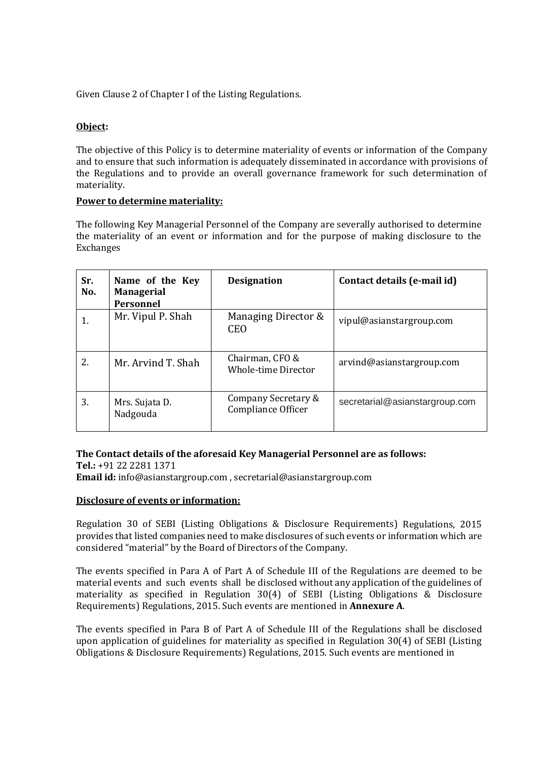Given Clause 2 of Chapter I of the Listing Regulations.

**Object:**

The objective of this Policy is to determine materiality of events or information of the Company and to ensure that such information is adequately disseminated in accordance with provisions of the Regulations and to provide an overall governance framework for such determination of materiality.

**Power to determine materiality:**

The following Key Managerial Personnel of the Company are severally authorised to determine the materiality of an event or information and for the purpose of making disclosure to the Exchanges

| Sr. No. | Name of the Key Managerial Personnel | Designation | Contact details (e-mail id) |
|---|---|---|---|
| 1. | Mr. Vipul P. Shah | Managing Director & CEO | vipul@asianstargroup.com |
| 2. | Mr. Arvind T. Shah | Chairman, CFO & Whole-time Director | arvind@asianstargroup.com |
| 3. | Mrs. Sujata D. Nadgouda | Company Secretary & Compliance Officer | secretarial@asianstargroup.com |

**The Contact details of the aforesaid Key Managerial Personnel are as follows:**
**Tel.:** +91 22 2281 1371
**Email id:** info@asianstargroup.com , secretarial@asianstargroup.com

**Disclosure of events or information:**

Regulation 30 of SEBI (Listing Obligations & Disclosure Requirements) Regulations, 2015 provides that listed companies need to make disclosures of such events or information which are considered "material" by the Board of Directors of the Company.

The events specified in Para A of Part A of Schedule III of the Regulations are deemed to be material events and such events shall be disclosed without any application of the guidelines of materiality as specified in Regulation 30(4) of SEBI (Listing Obligations & Disclosure Requirements) Regulations, 2015. Such events are mentioned in **Annexure A**.

The events specified in Para B of Part A of Schedule III of the Regulations shall be disclosed upon application of guidelines for materiality as specified in Regulation 30(4) of SEBI (Listing Obligations & Disclosure Requirements) Regulations, 2015. Such events are mentioned in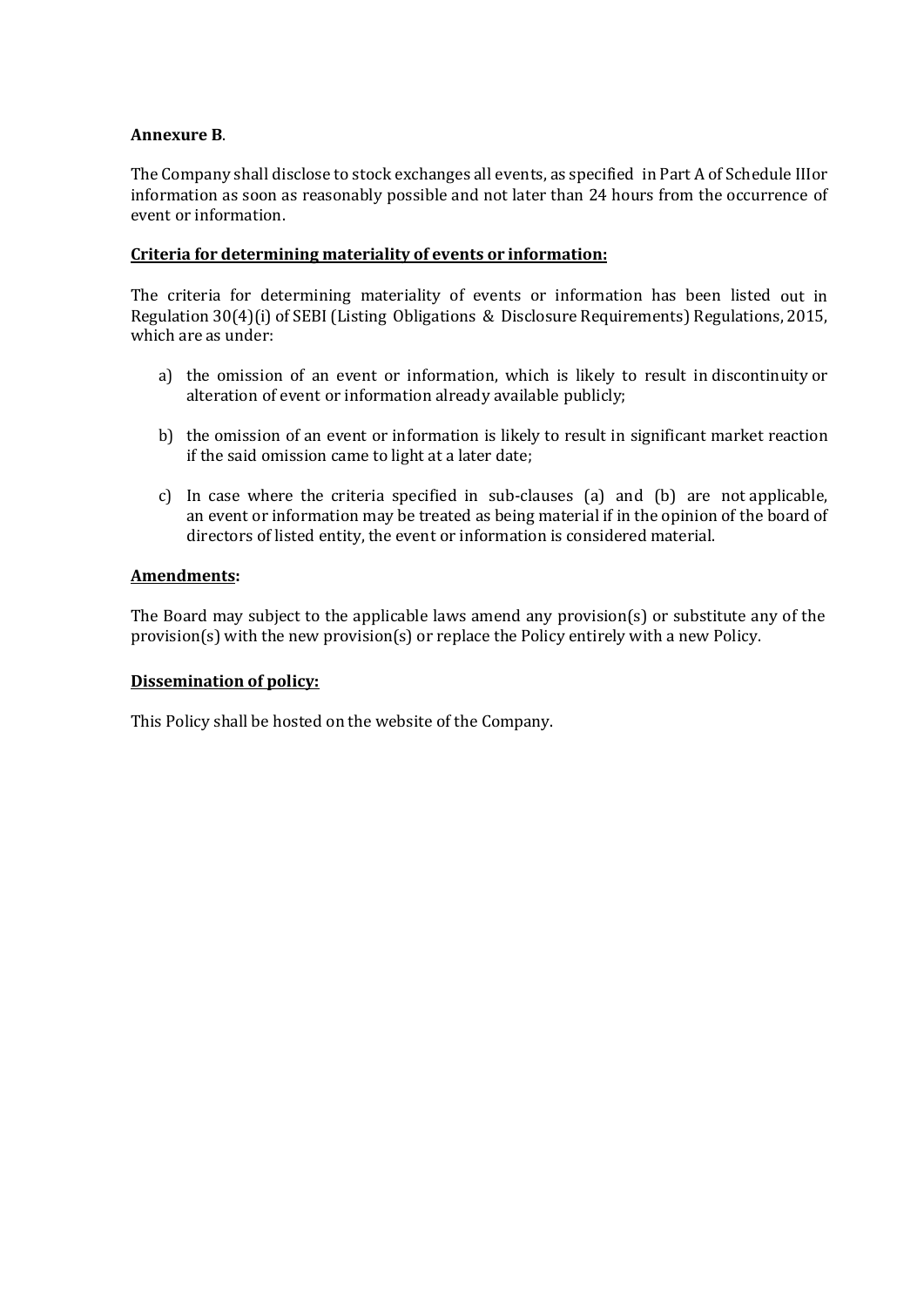**Annexure B**.

The Company shall disclose to stock exchanges all events, as specified in Part A of Schedule IIIor information as soon as reasonably possible and not later than 24 hours from the occurrence of event or information.

**Criteria for determining materiality of events or information:**

The criteria for determining materiality of events or information has been listed out in Regulation 30(4)(i) of SEBI (Listing Obligations & Disclosure Requirements) Regulations, 2015, which are as under:

a) the omission of an event or information, which is likely to result in discontinuity or alteration of event or information already available publicly;

b) the omission of an event or information is likely to result in significant market reaction if the said omission came to light at a later date;

c) In case where the criteria specified in sub-clauses (a) and (b) are not applicable, an event or information may be treated as being material if in the opinion of the board of directors of listed entity, the event or information is considered material.

**Amendments:**

The Board may subject to the applicable laws amend any provision(s) or substitute any of the provision(s) with the new provision(s) or replace the Policy entirely with a new Policy.

**Dissemination of policy:**

This Policy shall be hosted on the website of the Company.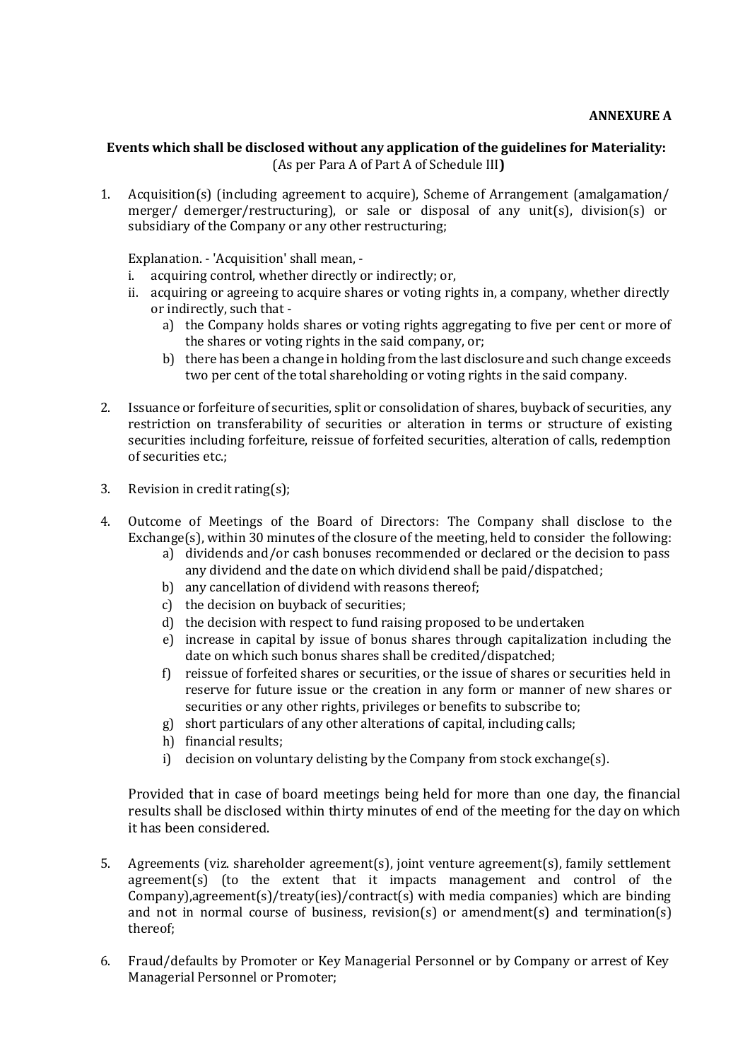**ANNEXURE A**

**Events which shall be disclosed without any application of the guidelines for Materiality:**
(As per Para A of Part A of Schedule III**)**

1. Acquisition(s) (including agreement to acquire), Scheme of Arrangement (amalgamation/ merger/ demerger/restructuring), or sale or disposal of any unit(s), division(s) or subsidiary of the Company or any other restructuring;

   Explanation. - 'Acquisition' shall mean, -
   i. acquiring control, whether directly or indirectly; or,
   ii. acquiring or agreeing to acquire shares or voting rights in, a company, whether directly or indirectly, such that -
      a) the Company holds shares or voting rights aggregating to five per cent or more of the shares or voting rights in the said company, or;
      b) there has been a change in holding from the last disclosure and such change exceeds two per cent of the total shareholding or voting rights in the said company.

2. Issuance or forfeiture of securities, split or consolidation of shares, buyback of securities, any restriction on transferability of securities or alteration in terms or structure of existing securities including forfeiture, reissue of forfeited securities, alteration of calls, redemption of securities etc.;

3. Revision in credit rating(s);

4. Outcome of Meetings of the Board of Directors: The Company shall disclose to the Exchange(s), within 30 minutes of the closure of the meeting, held to consider the following:
   a) dividends and/or cash bonuses recommended or declared or the decision to pass any dividend and the date on which dividend shall be paid/dispatched;
   b) any cancellation of dividend with reasons thereof;
   c) the decision on buyback of securities;
   d) the decision with respect to fund raising proposed to be undertaken
   e) increase in capital by issue of bonus shares through capitalization including the date on which such bonus shares shall be credited/dispatched;
   f) reissue of forfeited shares or securities, or the issue of shares or securities held in reserve for future issue or the creation in any form or manner of new shares or securities or any other rights, privileges or benefits to subscribe to;
   g) short particulars of any other alterations of capital, including calls;
   h) financial results;
   i) decision on voluntary delisting by the Company from stock exchange(s).

   Provided that in case of board meetings being held for more than one day, the financial results shall be disclosed within thirty minutes of end of the meeting for the day on which it has been considered.

5. Agreements (viz. shareholder agreement(s), joint venture agreement(s), family settlement agreement(s) (to the extent that it impacts management and control of the Company),agreement(s)/treaty(ies)/contract(s) with media companies) which are binding and not in normal course of business, revision(s) or amendment(s) and termination(s) thereof;

6. Fraud/defaults by Promoter or Key Managerial Personnel or by Company or arrest of Key Managerial Personnel or Promoter;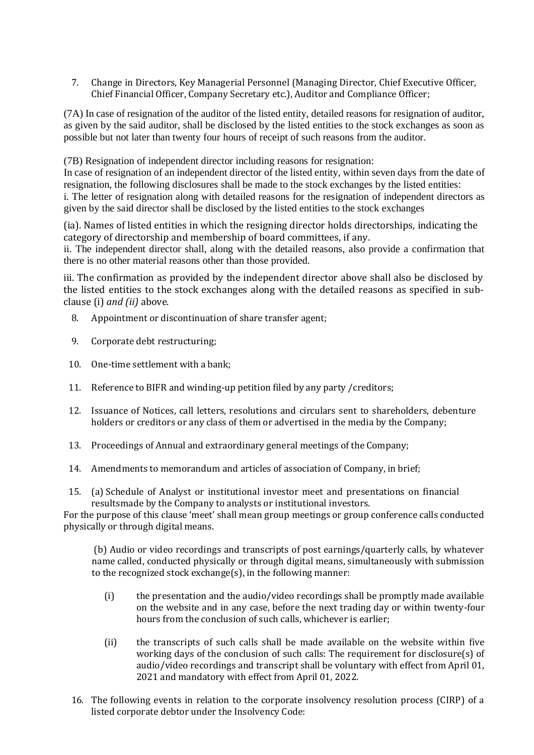7. Change in Directors, Key Managerial Personnel (Managing Director, Chief Executive Officer, Chief Financial Officer, Company Secretary etc.), Auditor and Compliance Officer;

(7A) In case of resignation of the auditor of the listed entity, detailed reasons for resignation of auditor, as given by the said auditor, shall be disclosed by the listed entities to the stock exchanges as soon as possible but not later than twenty four hours of receipt of such reasons from the auditor.

(7B) Resignation of independent director including reasons for resignation:
In case of resignation of an independent director of the listed entity, within seven days from the date of resignation, the following disclosures shall be made to the stock exchanges by the listed entities:
i. The letter of resignation along with detailed reasons for the resignation of independent directors as given by the said director shall be disclosed by the listed entities to the stock exchanges

(ia). Names of listed entities in which the resigning director holds directorships, indicating the category of directorship and membership of board committees, if any.
ii. The independent director shall, along with the detailed reasons, also provide a confirmation that there is no other material reasons other than those provided.

iii. The confirmation as provided by the independent director above shall also be disclosed by the listed entities to the stock exchanges along with the detailed reasons as specified in sub-clause (i) *and (ii)* above.

8. Appointment or discontinuation of share transfer agent;

9. Corporate debt restructuring;

10. One-time settlement with a bank;

11. Reference to BIFR and winding-up petition filed by any party /creditors;

12. Issuance of Notices, call letters, resolutions and circulars sent to shareholders, debenture holders or creditors or any class of them or advertised in the media by the Company;

13. Proceedings of Annual and extraordinary general meetings of the Company;

14. Amendments to memorandum and articles of association of Company, in brief;

15. (a) Schedule of Analyst or institutional investor meet and presentations on financial resultsmade by the Company to analysts or institutional investors.

For the purpose of this clause 'meet' shall mean group meetings or group conference calls conducted physically or through digital means.

(b) Audio or video recordings and transcripts of post earnings/quarterly calls, by whatever name called, conducted physically or through digital means, simultaneously with submission to the recognized stock exchange(s), in the following manner:

   (i) the presentation and the audio/video recordings shall be promptly made available on the website and in any case, before the next trading day or within twenty-four hours from the conclusion of such calls, whichever is earlier;

   (ii) the transcripts of such calls shall be made available on the website within five working days of the conclusion of such calls: The requirement for disclosure(s) of audio/video recordings and transcript shall be voluntary with effect from April 01, 2021 and mandatory with effect from April 01, 2022.

16. The following events in relation to the corporate insolvency resolution process (CIRP) of a listed corporate debtor under the Insolvency Code: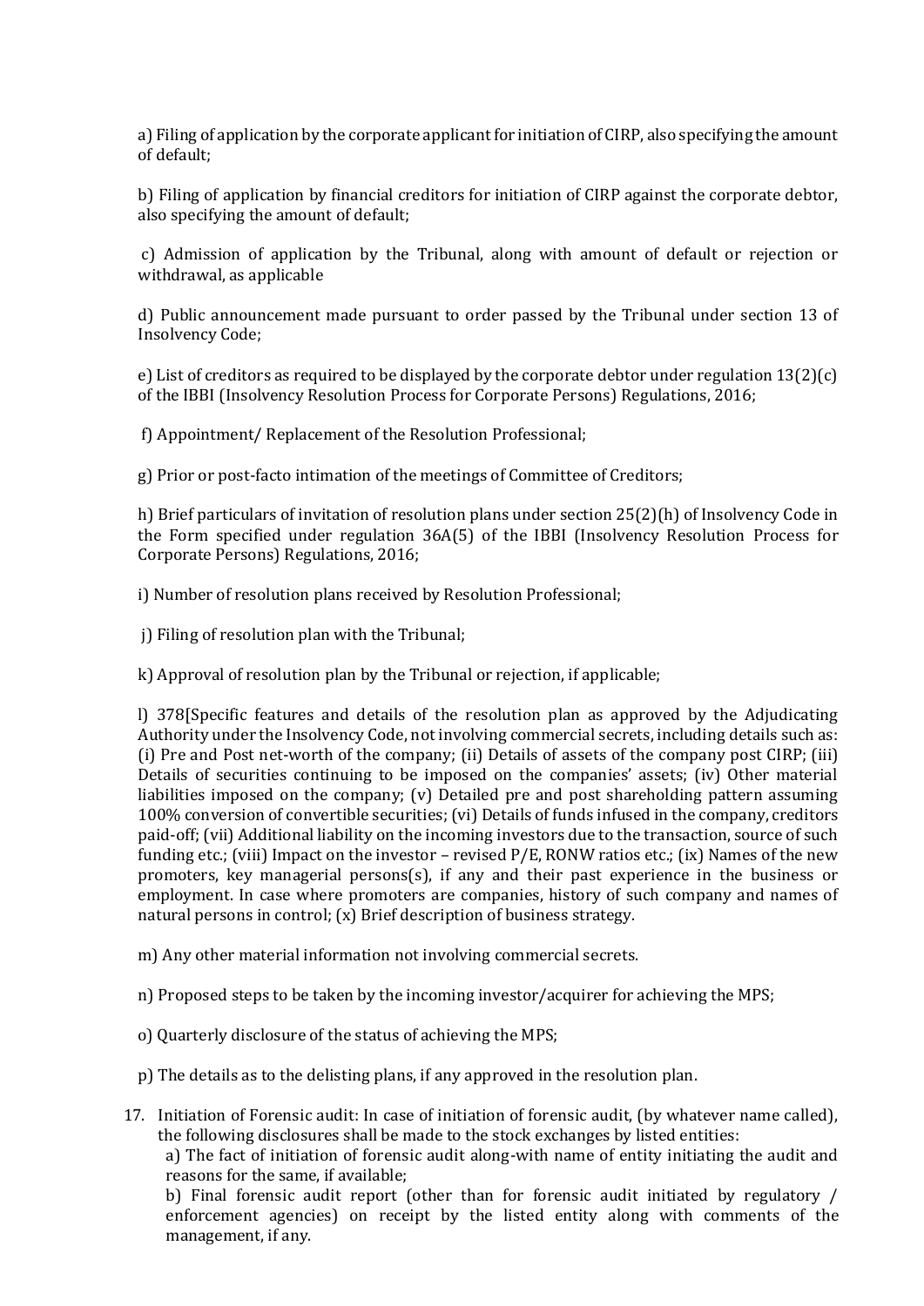a) Filing of application by the corporate applicant for initiation of CIRP, also specifying the amount of default;

b) Filing of application by financial creditors for initiation of CIRP against the corporate debtor, also specifying the amount of default;

c) Admission of application by the Tribunal, along with amount of default or rejection or withdrawal, as applicable

d) Public announcement made pursuant to order passed by the Tribunal under section 13 of Insolvency Code;

e) List of creditors as required to be displayed by the corporate debtor under regulation 13(2)(c) of the IBBI (Insolvency Resolution Process for Corporate Persons) Regulations, 2016;

f) Appointment/ Replacement of the Resolution Professional;

g) Prior or post-facto intimation of the meetings of Committee of Creditors;

h) Brief particulars of invitation of resolution plans under section 25(2)(h) of Insolvency Code in the Form specified under regulation 36A(5) of the IBBI (Insolvency Resolution Process for Corporate Persons) Regulations, 2016;

i) Number of resolution plans received by Resolution Professional;

j) Filing of resolution plan with the Tribunal;

k) Approval of resolution plan by the Tribunal or rejection, if applicable;

l) 378[Specific features and details of the resolution plan as approved by the Adjudicating Authority under the Insolvency Code, not involving commercial secrets, including details such as: (i) Pre and Post net-worth of the company; (ii) Details of assets of the company post CIRP; (iii) Details of securities continuing to be imposed on the companies' assets; (iv) Other material liabilities imposed on the company; (v) Detailed pre and post shareholding pattern assuming 100% conversion of convertible securities; (vi) Details of funds infused in the company, creditors paid-off; (vii) Additional liability on the incoming investors due to the transaction, source of such funding etc.; (viii) Impact on the investor – revised P/E, RONW ratios etc.; (ix) Names of the new promoters, key managerial persons(s), if any and their past experience in the business or employment. In case where promoters are companies, history of such company and names of natural persons in control; (x) Brief description of business strategy.

m) Any other material information not involving commercial secrets.

n) Proposed steps to be taken by the incoming investor/acquirer for achieving the MPS;

o) Quarterly disclosure of the status of achieving the MPS;

p) The details as to the delisting plans, if any approved in the resolution plan.

17. Initiation of Forensic audit: In case of initiation of forensic audit, (by whatever name called), the following disclosures shall be made to the stock exchanges by listed entities:

    a) The fact of initiation of forensic audit along-with name of entity initiating the audit and reasons for the same, if available;

    b) Final forensic audit report (other than for forensic audit initiated by regulatory / enforcement agencies) on receipt by the listed entity along with comments of the management, if any.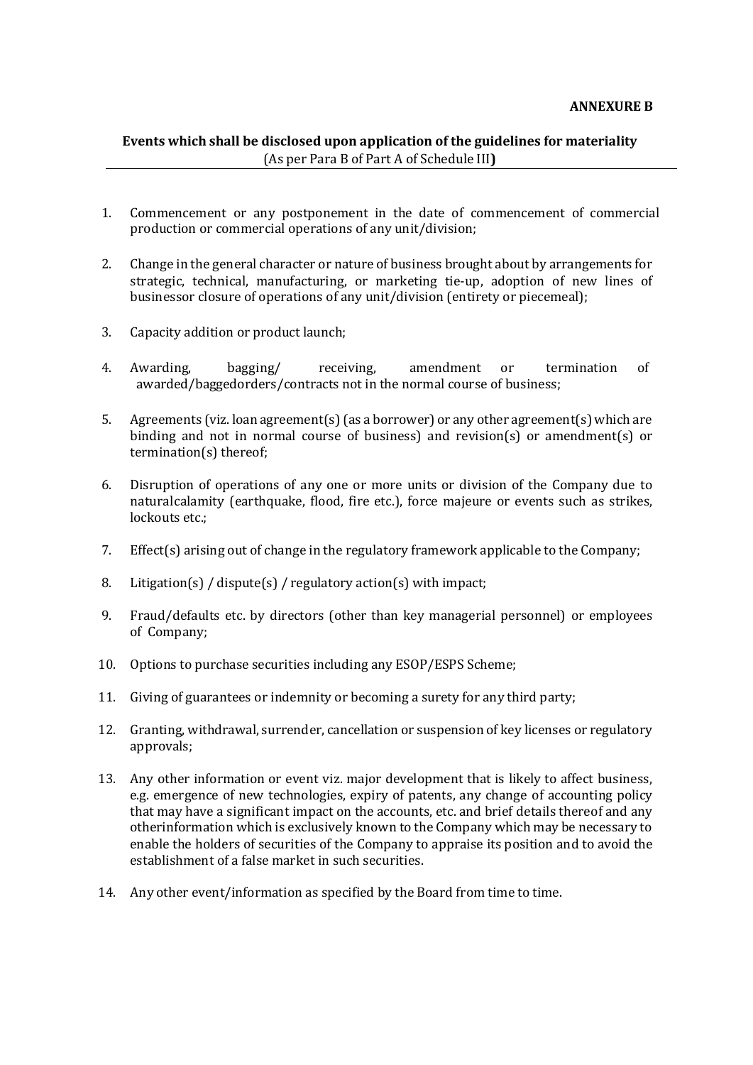**ANNEXURE B**

**Events which shall be disclosed upon application of the guidelines for materiality**
(As per Para B of Part A of Schedule III**)**

1. Commencement or any postponement in the date of commencement of commercial production or commercial operations of any unit/division;
2. Change in the general character or nature of business brought about by arrangements for strategic, technical, manufacturing, or marketing tie-up, adoption of new lines of businessor closure of operations of any unit/division (entirety or piecemeal);
3. Capacity addition or product launch;
4. Awarding, bagging/ receiving, amendment or termination of awarded/baggedorders/contracts not in the normal course of business;
5. Agreements (viz. loan agreement(s) (as a borrower) or any other agreement(s) which are binding and not in normal course of business) and revision(s) or amendment(s) or termination(s) thereof;
6. Disruption of operations of any one or more units or division of the Company due to naturalcalamity (earthquake, flood, fire etc.), force majeure or events such as strikes, lockouts etc.;
7. Effect(s) arising out of change in the regulatory framework applicable to the Company;
8. Litigation(s) / dispute(s) / regulatory action(s) with impact;
9. Fraud/defaults etc. by directors (other than key managerial personnel) or employees of Company;
10. Options to purchase securities including any ESOP/ESPS Scheme;
11. Giving of guarantees or indemnity or becoming a surety for any third party;
12. Granting, withdrawal, surrender, cancellation or suspension of key licenses or regulatory approvals;
13. Any other information or event viz. major development that is likely to affect business, e.g. emergence of new technologies, expiry of patents, any change of accounting policy that may have a significant impact on the accounts, etc. and brief details thereof and any otherinformation which is exclusively known to the Company which may be necessary to enable the holders of securities of the Company to appraise its position and to avoid the establishment of a false market in such securities.
14. Any other event/information as specified by the Board from time to time.